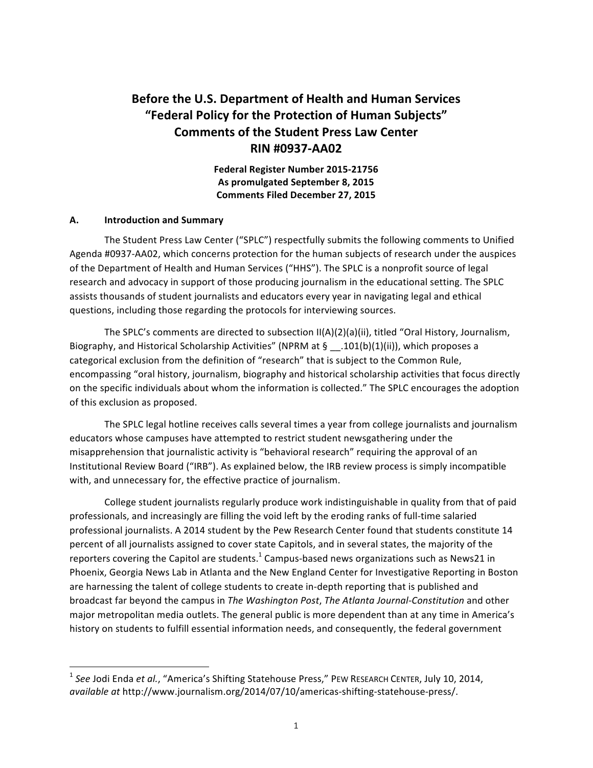# Before the U.S. Department of Health and Human Services
# "Federal Policy for the Protection of Human Subjects"
# Comments of the Student Press Law Center
# RIN #0937-AA02

**Federal Register Number 2015-21756**
**As promulgated September 8, 2015**
**Comments Filed December 27, 2015**

## A. Introduction and Summary

The Student Press Law Center ("SPLC") respectfully submits the following comments to Unified Agenda #0937-AA02, which concerns protection for the human subjects of research under the auspices of the Department of Health and Human Services ("HHS"). The SPLC is a nonprofit source of legal research and advocacy in support of those producing journalism in the educational setting. The SPLC assists thousands of student journalists and educators every year in navigating legal and ethical questions, including those regarding the protocols for interviewing sources.

The SPLC's comments are directed to subsection II(A)(2)(a)(ii), titled "Oral History, Journalism, Biography, and Historical Scholarship Activities" (NPRM at § __.101(b)(1)(ii)), which proposes a categorical exclusion from the definition of "research" that is subject to the Common Rule, encompassing "oral history, journalism, biography and historical scholarship activities that focus directly on the specific individuals about whom the information is collected." The SPLC encourages the adoption of this exclusion as proposed.

The SPLC legal hotline receives calls several times a year from college journalists and journalism educators whose campuses have attempted to restrict student newsgathering under the misapprehension that journalistic activity is "behavioral research" requiring the approval of an Institutional Review Board ("IRB"). As explained below, the IRB review process is simply incompatible with, and unnecessary for, the effective practice of journalism.

College student journalists regularly produce work indistinguishable in quality from that of paid professionals, and increasingly are filling the void left by the eroding ranks of full-time salaried professional journalists. A 2014 student by the Pew Research Center found that students constitute 14 percent of all journalists assigned to cover state Capitols, and in several states, the majority of the reporters covering the Capitol are students.[1] Campus-based news organizations such as News21 in Phoenix, Georgia News Lab in Atlanta and the New England Center for Investigative Reporting in Boston are harnessing the talent of college students to create in-depth reporting that is published and broadcast far beyond the campus in *The Washington Post*, *The Atlanta Journal-Constitution* and other major metropolitan media outlets. The general public is more dependent than at any time in America's history on students to fulfill essential information needs, and consequently, the federal government

---

[1] *See* Jodi Enda *et al.*, "America's Shifting Statehouse Press," PEW RESEARCH CENTER, July 10, 2014, *available at* http://www.journalism.org/2014/07/10/americas-shifting-statehouse-press/.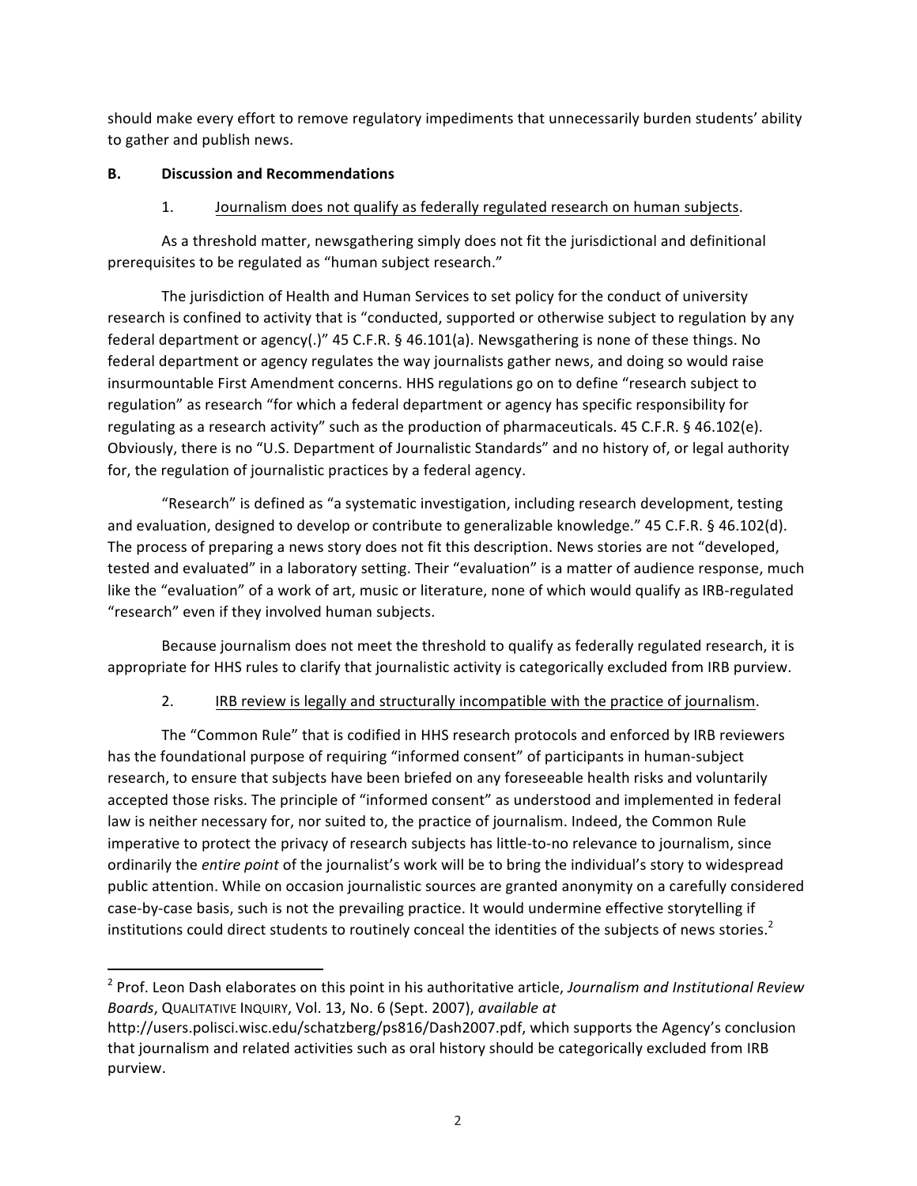should make every effort to remove regulatory impediments that unnecessarily burden students' ability to gather and publish news.

## B. Discussion and Recommendations

### 1. Journalism does not qualify as federally regulated research on human subjects.

As a threshold matter, newsgathering simply does not fit the jurisdictional and definitional prerequisites to be regulated as "human subject research."

The jurisdiction of Health and Human Services to set policy for the conduct of university research is confined to activity that is "conducted, supported or otherwise subject to regulation by any federal department or agency(.)" 45 C.F.R. § 46.101(a). Newsgathering is none of these things. No federal department or agency regulates the way journalists gather news, and doing so would raise insurmountable First Amendment concerns. HHS regulations go on to define "research subject to regulation" as research "for which a federal department or agency has specific responsibility for regulating as a research activity" such as the production of pharmaceuticals. 45 C.F.R. § 46.102(e). Obviously, there is no "U.S. Department of Journalistic Standards" and no history of, or legal authority for, the regulation of journalistic practices by a federal agency.

"Research" is defined as "a systematic investigation, including research development, testing and evaluation, designed to develop or contribute to generalizable knowledge." 45 C.F.R. § 46.102(d). The process of preparing a news story does not fit this description. News stories are not "developed, tested and evaluated" in a laboratory setting. Their "evaluation" is a matter of audience response, much like the "evaluation" of a work of art, music or literature, none of which would qualify as IRB-regulated "research" even if they involved human subjects.

Because journalism does not meet the threshold to qualify as federally regulated research, it is appropriate for HHS rules to clarify that journalistic activity is categorically excluded from IRB purview.

### 2. IRB review is legally and structurally incompatible with the practice of journalism.

The "Common Rule" that is codified in HHS research protocols and enforced by IRB reviewers has the foundational purpose of requiring "informed consent" of participants in human-subject research, to ensure that subjects have been briefed on any foreseeable health risks and voluntarily accepted those risks. The principle of "informed consent" as understood and implemented in federal law is neither necessary for, nor suited to, the practice of journalism. Indeed, the Common Rule imperative to protect the privacy of research subjects has little-to-no relevance to journalism, since ordinarily the *entire point* of the journalist's work will be to bring the individual's story to widespread public attention. While on occasion journalistic sources are granted anonymity on a carefully considered case-by-case basis, such is not the prevailing practice. It would undermine effective storytelling if institutions could direct students to routinely conceal the identities of the subjects of news stories.[2]

---

[2] Prof. Leon Dash elaborates on this point in his authoritative article, *Journalism and Institutional Review Boards*, QUALITATIVE INQUIRY, Vol. 13, No. 6 (Sept. 2007), *available at* http://users.polisci.wisc.edu/schatzberg/ps816/Dash2007.pdf, which supports the Agency's conclusion that journalism and related activities such as oral history should be categorically excluded from IRB purview.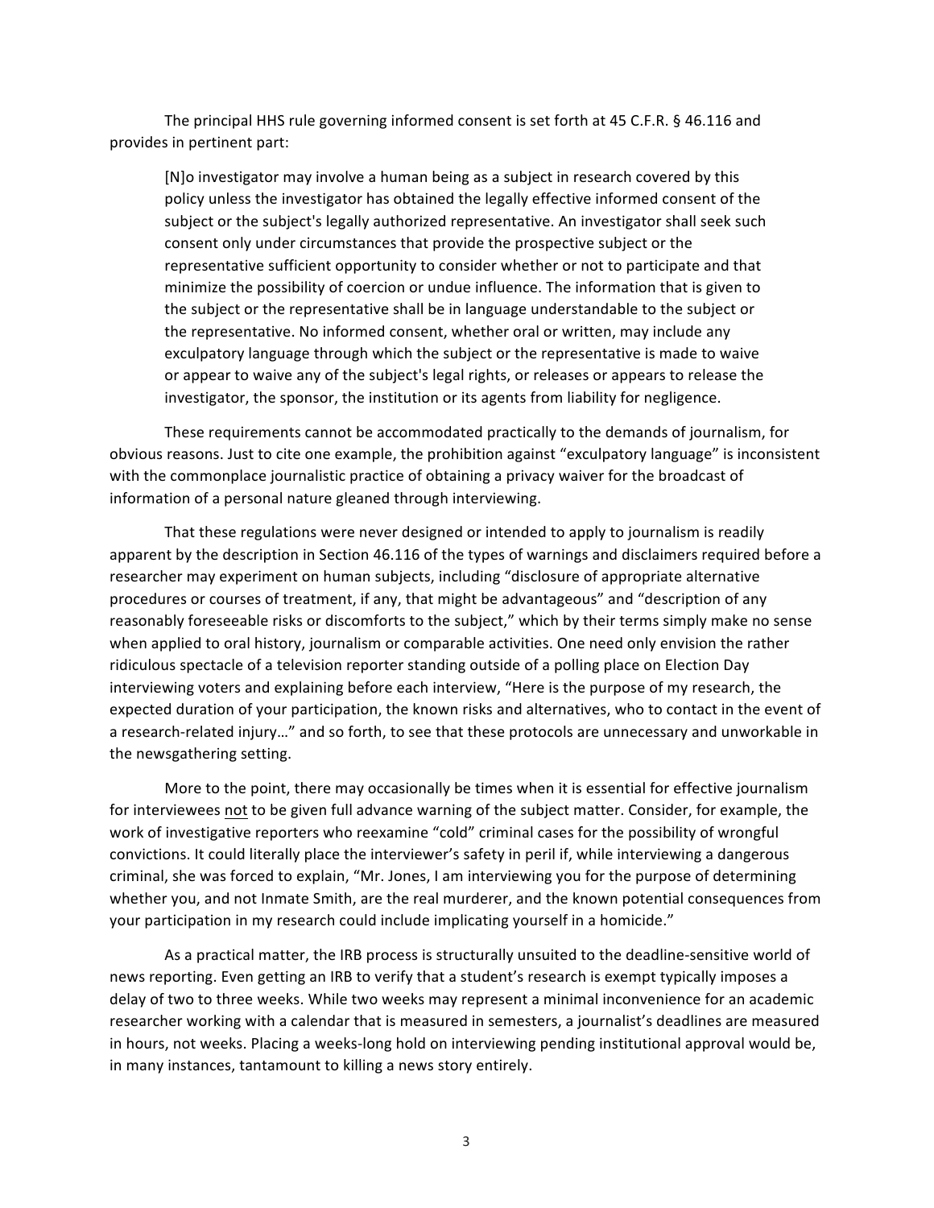The principal HHS rule governing informed consent is set forth at 45 C.F.R. § 46.116 and provides in pertinent part:

> [N]o investigator may involve a human being as a subject in research covered by this policy unless the investigator has obtained the legally effective informed consent of the subject or the subject's legally authorized representative. An investigator shall seek such consent only under circumstances that provide the prospective subject or the representative sufficient opportunity to consider whether or not to participate and that minimize the possibility of coercion or undue influence. The information that is given to the subject or the representative shall be in language understandable to the subject or the representative. No informed consent, whether oral or written, may include any exculpatory language through which the subject or the representative is made to waive or appear to waive any of the subject's legal rights, or releases or appears to release the investigator, the sponsor, the institution or its agents from liability for negligence.

These requirements cannot be accommodated practically to the demands of journalism, for obvious reasons. Just to cite one example, the prohibition against "exculpatory language" is inconsistent with the commonplace journalistic practice of obtaining a privacy waiver for the broadcast of information of a personal nature gleaned through interviewing.

That these regulations were never designed or intended to apply to journalism is readily apparent by the description in Section 46.116 of the types of warnings and disclaimers required before a researcher may experiment on human subjects, including "disclosure of appropriate alternative procedures or courses of treatment, if any, that might be advantageous" and "description of any reasonably foreseeable risks or discomforts to the subject," which by their terms simply make no sense when applied to oral history, journalism or comparable activities. One need only envision the rather ridiculous spectacle of a television reporter standing outside of a polling place on Election Day interviewing voters and explaining before each interview, "Here is the purpose of my research, the expected duration of your participation, the known risks and alternatives, who to contact in the event of a research-related injury…" and so forth, to see that these protocols are unnecessary and unworkable in the newsgathering setting.

More to the point, there may occasionally be times when it is essential for effective journalism for interviewees <u>not</u> to be given full advance warning of the subject matter. Consider, for example, the work of investigative reporters who reexamine "cold" criminal cases for the possibility of wrongful convictions. It could literally place the interviewer's safety in peril if, while interviewing a dangerous criminal, she was forced to explain, "Mr. Jones, I am interviewing you for the purpose of determining whether you, and not Inmate Smith, are the real murderer, and the known potential consequences from your participation in my research could include implicating yourself in a homicide."

As a practical matter, the IRB process is structurally unsuited to the deadline-sensitive world of news reporting. Even getting an IRB to verify that a student's research is exempt typically imposes a delay of two to three weeks. While two weeks may represent a minimal inconvenience for an academic researcher working with a calendar that is measured in semesters, a journalist's deadlines are measured in hours, not weeks. Placing a weeks-long hold on interviewing pending institutional approval would be, in many instances, tantamount to killing a news story entirely.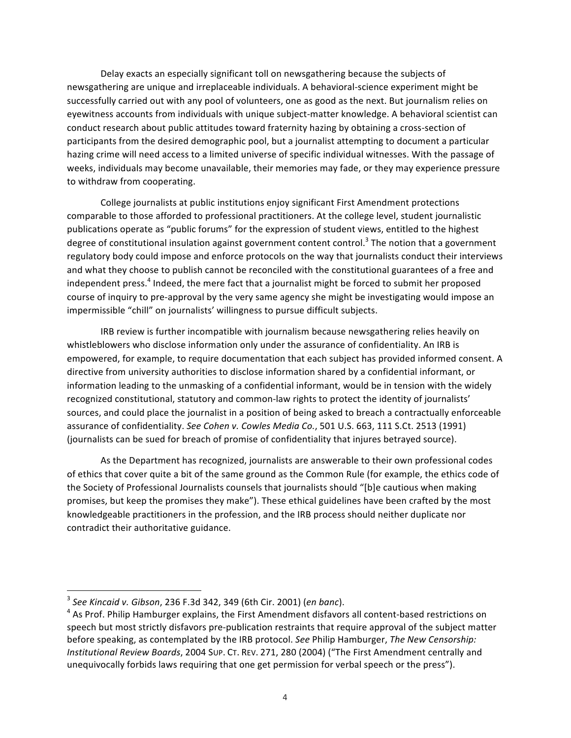Delay exacts an especially significant toll on newsgathering because the subjects of newsgathering are unique and irreplaceable individuals. A behavioral-science experiment might be successfully carried out with any pool of volunteers, one as good as the next. But journalism relies on eyewitness accounts from individuals with unique subject-matter knowledge. A behavioral scientist can conduct research about public attitudes toward fraternity hazing by obtaining a cross-section of participants from the desired demographic pool, but a journalist attempting to document a particular hazing crime will need access to a limited universe of specific individual witnesses. With the passage of weeks, individuals may become unavailable, their memories may fade, or they may experience pressure to withdraw from cooperating.

College journalists at public institutions enjoy significant First Amendment protections comparable to those afforded to professional practitioners. At the college level, student journalistic publications operate as "public forums" for the expression of student views, entitled to the highest degree of constitutional insulation against government content control.[3] The notion that a government regulatory body could impose and enforce protocols on the way that journalists conduct their interviews and what they choose to publish cannot be reconciled with the constitutional guarantees of a free and independent press.[4] Indeed, the mere fact that a journalist might be forced to submit her proposed course of inquiry to pre-approval by the very same agency she might be investigating would impose an impermissible "chill" on journalists' willingness to pursue difficult subjects.

IRB review is further incompatible with journalism because newsgathering relies heavily on whistleblowers who disclose information only under the assurance of confidentiality. An IRB is empowered, for example, to require documentation that each subject has provided informed consent. A directive from university authorities to disclose information shared by a confidential informant, or information leading to the unmasking of a confidential informant, would be in tension with the widely recognized constitutional, statutory and common-law rights to protect the identity of journalists' sources, and could place the journalist in a position of being asked to breach a contractually enforceable assurance of confidentiality. *See Cohen v. Cowles Media Co.*, 501 U.S. 663, 111 S.Ct. 2513 (1991) (journalists can be sued for breach of promise of confidentiality that injures betrayed source).

As the Department has recognized, journalists are answerable to their own professional codes of ethics that cover quite a bit of the same ground as the Common Rule (for example, the ethics code of the Society of Professional Journalists counsels that journalists should "[b]e cautious when making promises, but keep the promises they make"). These ethical guidelines have been crafted by the most knowledgeable practitioners in the profession, and the IRB process should neither duplicate nor contradict their authoritative guidance.

---

[3] *See Kincaid v. Gibson*, 236 F.3d 342, 349 (6th Cir. 2001) (*en banc*).

[4] As Prof. Philip Hamburger explains, the First Amendment disfavors all content-based restrictions on speech but most strictly disfavors pre-publication restraints that require approval of the subject matter before speaking, as contemplated by the IRB protocol. *See* Philip Hamburger, *The New Censorship: Institutional Review Boards*, 2004 SUP. CT. REV. 271, 280 (2004) ("The First Amendment centrally and unequivocally forbids laws requiring that one get permission for verbal speech or the press").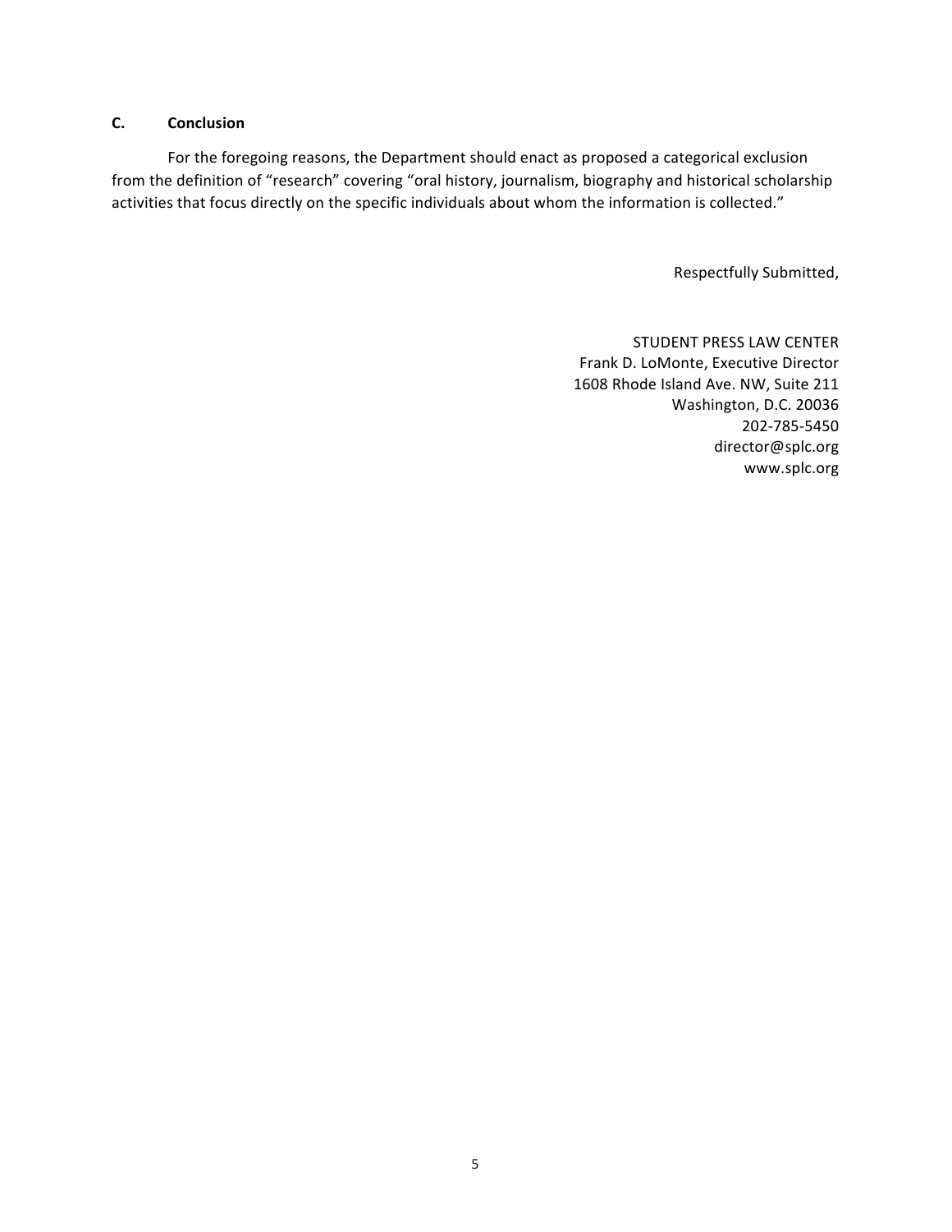### C. Conclusion

For the foregoing reasons, the Department should enact as proposed a categorical exclusion from the definition of "research" covering "oral history, journalism, biography and historical scholarship activities that focus directly on the specific individuals about whom the information is collected."

Respectfully Submitted,

STUDENT PRESS LAW CENTER
Frank D. LoMonte, Executive Director
1608 Rhode Island Ave. NW, Suite 211
Washington, D.C. 20036
202-785-5450
director@splc.org
www.splc.org